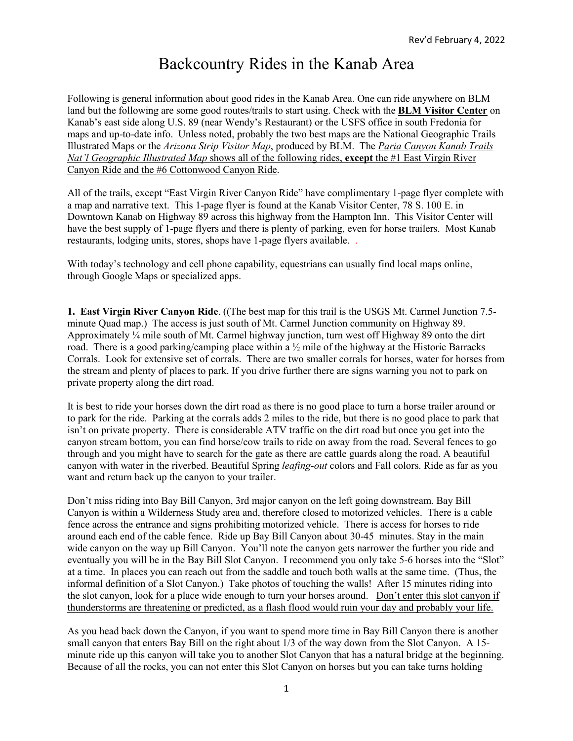Rev'd February 4, 2022

# Backcountry Rides in the Kanab Area

Following is general information about good rides in the Kanab Area. One can ride anywhere on BLM land but the following are some good routes/trails to start using. Check with the **BLM Visitor Center** on Kanab's east side along U.S. 89 (near Wendy's Restaurant) or the USFS office in south Fredonia for maps and up-to-date info. Unless noted, probably the two best maps are the National Geographic Trails Illustrated Maps or the *Arizona Strip Visitor Map*, produced by BLM. The *Paria Canyon Kanab Trails Nat'l Geographic Illustrated Map* shows all of the following rides, **except** the #1 East Virgin River Canyon Ride and the #6 Cottonwood Canyon Ride.

All of the trails, except "East Virgin River Canyon Ride" have complimentary 1-page flyer complete with a map and narrative text. This 1-page flyer is found at the Kanab Visitor Center, 78 S. 100 E. in Downtown Kanab on Highway 89 across this highway from the Hampton Inn. This Visitor Center will have the best supply of 1-page flyers and there is plenty of parking, even for horse trailers. Most Kanab restaurants, lodging units, stores, shops have 1-page flyers available. .

With today's technology and cell phone capability, equestrians can usually find local maps online, through Google Maps or specialized apps.

**1. East Virgin River Canyon Ride**. ((The best map for this trail is the USGS Mt. Carmel Junction 7.5-minute Quad map.) The access is just south of Mt. Carmel Junction community on Highway 89. Approximately ¼ mile south of Mt. Carmel highway junction, turn west off Highway 89 onto the dirt road. There is a good parking/camping place within a ½ mile of the highway at the Historic Barracks Corrals. Look for extensive set of corrals. There are two smaller corrals for horses, water for horses from the stream and plenty of places to park. If you drive further there are signs warning you not to park on private property along the dirt road.

It is best to ride your horses down the dirt road as there is no good place to turn a horse trailer around or to park for the ride. Parking at the corrals adds 2 miles to the ride, but there is no good place to park that isn't on private property. There is considerable ATV traffic on the dirt road but once you get into the canyon stream bottom, you can find horse/cow trails to ride on away from the road. Several fences to go through and you might have to search for the gate as there are cattle guards along the road. A beautiful canyon with water in the riverbed. Beautiful Spring *leafing-out* colors and Fall colors. Ride as far as you want and return back up the canyon to your trailer.

Don't miss riding into Bay Bill Canyon, 3rd major canyon on the left going downstream. Bay Bill Canyon is within a Wilderness Study area and, therefore closed to motorized vehicles. There is a cable fence across the entrance and signs prohibiting motorized vehicle. There is access for horses to ride around each end of the cable fence. Ride up Bay Bill Canyon about 30-45 minutes. Stay in the main wide canyon on the way up Bill Canyon. You'll note the canyon gets narrower the further you ride and eventually you will be in the Bay Bill Slot Canyon. I recommend you only take 5-6 horses into the "Slot" at a time. In places you can reach out from the saddle and touch both walls at the same time. (Thus, the informal definition of a Slot Canyon.) Take photos of touching the walls! After 15 minutes riding into the slot canyon, look for a place wide enough to turn your horses around. <u>Don't enter this slot canyon if thunderstorms are threatening or predicted, as a flash flood would ruin your day and probably your life.</u>

As you head back down the Canyon, if you want to spend more time in Bay Bill Canyon there is another small canyon that enters Bay Bill on the right about 1/3 of the way down from the Slot Canyon. A 15-minute ride up this canyon will take you to another Slot Canyon that has a natural bridge at the beginning. Because of all the rocks, you can not enter this Slot Canyon on horses but you can take turns holding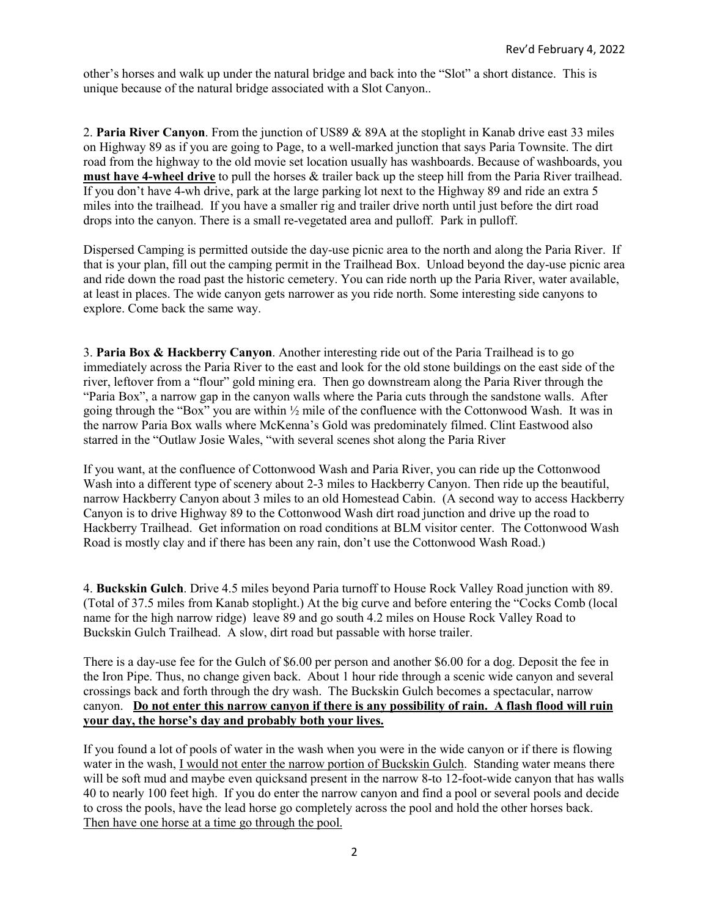other's horses and walk up under the natural bridge and back into the "Slot" a short distance. This is unique because of the natural bridge associated with a Slot Canyon..

2. **Paria River Canyon**. From the junction of US89 & 89A at the stoplight in Kanab drive east 33 miles on Highway 89 as if you are going to Page, to a well-marked junction that says Paria Townsite. The dirt road from the highway to the old movie set location usually has washboards. Because of washboards, you **<u>must have 4-wheel drive</u>** to pull the horses & trailer back up the steep hill from the Paria River trailhead. If you don't have 4-wh drive, park at the large parking lot next to the Highway 89 and ride an extra 5 miles into the trailhead. If you have a smaller rig and trailer drive north until just before the dirt road drops into the canyon. There is a small re-vegetated area and pulloff. Park in pulloff.

Dispersed Camping is permitted outside the day-use picnic area to the north and along the Paria River. If that is your plan, fill out the camping permit in the Trailhead Box. Unload beyond the day-use picnic area and ride down the road past the historic cemetery. You can ride north up the Paria River, water available, at least in places. The wide canyon gets narrower as you ride north. Some interesting side canyons to explore. Come back the same way.

3. **Paria Box & Hackberry Canyon**. Another interesting ride out of the Paria Trailhead is to go immediately across the Paria River to the east and look for the old stone buildings on the east side of the river, leftover from a "flour" gold mining era. Then go downstream along the Paria River through the "Paria Box", a narrow gap in the canyon walls where the Paria cuts through the sandstone walls. After going through the "Box" you are within ½ mile of the confluence with the Cottonwood Wash. It was in the narrow Paria Box walls where McKenna's Gold was predominately filmed. Clint Eastwood also starred in the "Outlaw Josie Wales, "with several scenes shot along the Paria River

If you want, at the confluence of Cottonwood Wash and Paria River, you can ride up the Cottonwood Wash into a different type of scenery about 2-3 miles to Hackberry Canyon. Then ride up the beautiful, narrow Hackberry Canyon about 3 miles to an old Homestead Cabin. (A second way to access Hackberry Canyon is to drive Highway 89 to the Cottonwood Wash dirt road junction and drive up the road to Hackberry Trailhead. Get information on road conditions at BLM visitor center. The Cottonwood Wash Road is mostly clay and if there has been any rain, don't use the Cottonwood Wash Road.)

4. **Buckskin Gulch**. Drive 4.5 miles beyond Paria turnoff to House Rock Valley Road junction with 89. (Total of 37.5 miles from Kanab stoplight.) At the big curve and before entering the "Cocks Comb (local name for the high narrow ridge) leave 89 and go south 4.2 miles on House Rock Valley Road to Buckskin Gulch Trailhead. A slow, dirt road but passable with horse trailer.

There is a day-use fee for the Gulch of $6.00 per person and another $6.00 for a dog. Deposit the fee in the Iron Pipe. Thus, no change given back. About 1 hour ride through a scenic wide canyon and several crossings back and forth through the dry wash. The Buckskin Gulch becomes a spectacular, narrow canyon. **<u>Do not enter this narrow canyon if there is any possibility of rain. A flash flood will ruin your day, the horse's day and probably both your lives.</u>**

If you found a lot of pools of water in the wash when you were in the wide canyon or if there is flowing water in the wash, <u>I would not enter the narrow portion of Buckskin Gulch</u>. Standing water means there will be soft mud and maybe even quicksand present in the narrow 8-to 12-foot-wide canyon that has walls 40 to nearly 100 feet high. If you do enter the narrow canyon and find a pool or several pools and decide to cross the pools, have the lead horse go completely across the pool and hold the other horses back. <u>Then have one horse at a time go through the pool.</u>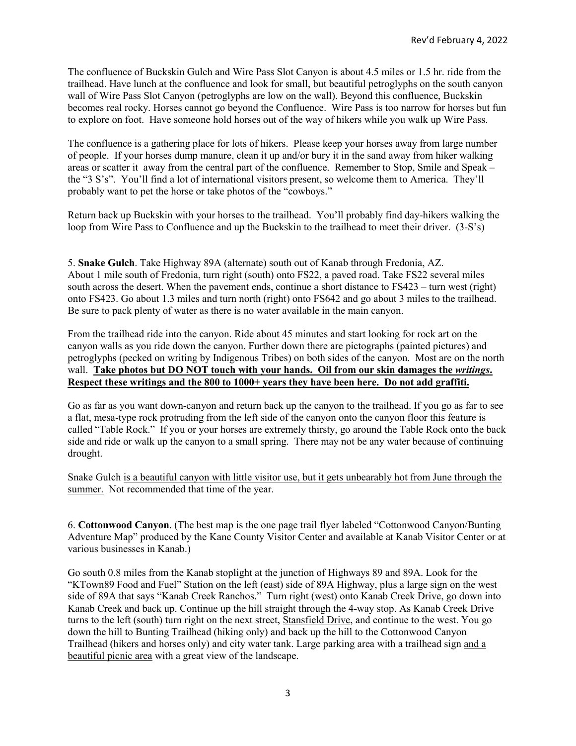The confluence of Buckskin Gulch and Wire Pass Slot Canyon is about 4.5 miles or 1.5 hr. ride from the trailhead. Have lunch at the confluence and look for small, but beautiful petroglyphs on the south canyon wall of Wire Pass Slot Canyon (petroglyphs are low on the wall). Beyond this confluence, Buckskin becomes real rocky. Horses cannot go beyond the Confluence. Wire Pass is too narrow for horses but fun to explore on foot. Have someone hold horses out of the way of hikers while you walk up Wire Pass.

The confluence is a gathering place for lots of hikers. Please keep your horses away from large number of people. If your horses dump manure, clean it up and/or bury it in the sand away from hiker walking areas or scatter it away from the central part of the confluence. Remember to Stop, Smile and Speak – the "3 S's". You'll find a lot of international visitors present, so welcome them to America. They'll probably want to pet the horse or take photos of the "cowboys."

Return back up Buckskin with your horses to the trailhead. You'll probably find day-hikers walking the loop from Wire Pass to Confluence and up the Buckskin to the trailhead to meet their driver. (3-S's)

5. **Snake Gulch**. Take Highway 89A (alternate) south out of Kanab through Fredonia, AZ. About 1 mile south of Fredonia, turn right (south) onto FS22, a paved road. Take FS22 several miles south across the desert. When the pavement ends, continue a short distance to FS423 – turn west (right) onto FS423. Go about 1.3 miles and turn north (right) onto FS642 and go about 3 miles to the trailhead. Be sure to pack plenty of water as there is no water available in the main canyon.

From the trailhead ride into the canyon. Ride about 45 minutes and start looking for rock art on the canyon walls as you ride down the canyon. Further down there are pictographs (painted pictures) and petroglyphs (pecked on writing by Indigenous Tribes) on both sides of the canyon. Most are on the north wall. **<u>Take photos but DO NOT touch with your hands. Oil from our skin damages the *writings*. Respect these writings and the 800 to 1000+ years they have been here. Do not add graffiti.</u>**

Go as far as you want down-canyon and return back up the canyon to the trailhead. If you go as far to see a flat, mesa-type rock protruding from the left side of the canyon onto the canyon floor this feature is called "Table Rock." If you or your horses are extremely thirsty, go around the Table Rock onto the back side and ride or walk up the canyon to a small spring. There may not be any water because of continuing drought.

Snake Gulch <u>is a beautiful canyon with little visitor use, but it gets unbearably hot from June through the summer.</u> Not recommended that time of the year.

6. **Cottonwood Canyon**. (The best map is the one page trail flyer labeled "Cottonwood Canyon/Bunting Adventure Map" produced by the Kane County Visitor Center and available at Kanab Visitor Center or at various businesses in Kanab.)

Go south 0.8 miles from the Kanab stoplight at the junction of Highways 89 and 89A. Look for the "KTown89 Food and Fuel" Station on the left (east) side of 89A Highway, plus a large sign on the west side of 89A that says "Kanab Creek Ranchos." Turn right (west) onto Kanab Creek Drive, go down into Kanab Creek and back up. Continue up the hill straight through the 4-way stop. As Kanab Creek Drive turns to the left (south) turn right on the next street, <u>Stansfield Drive</u>, and continue to the west. You go down the hill to Bunting Trailhead (hiking only) and back up the hill to the Cottonwood Canyon Trailhead (hikers and horses only) and city water tank. Large parking area with a trailhead sign <u>and a beautiful picnic area</u> with a great view of the landscape.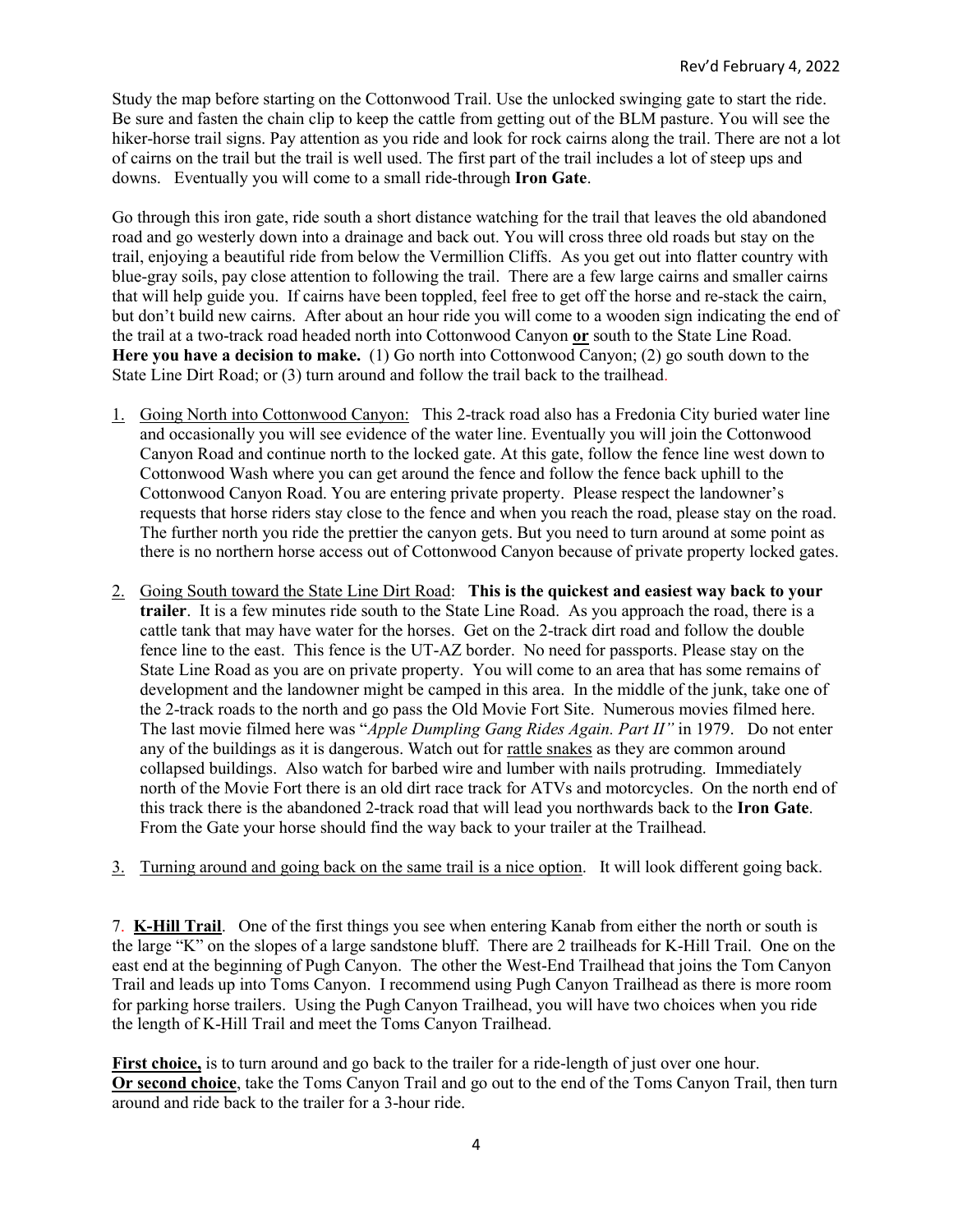Study the map before starting on the Cottonwood Trail. Use the unlocked swinging gate to start the ride. Be sure and fasten the chain clip to keep the cattle from getting out of the BLM pasture. You will see the hiker-horse trail signs. Pay attention as you ride and look for rock cairns along the trail. There are not a lot of cairns on the trail but the trail is well used. The first part of the trail includes a lot of steep ups and downs. Eventually you will come to a small ride-through **Iron Gate**.

Go through this iron gate, ride south a short distance watching for the trail that leaves the old abandoned road and go westerly down into a drainage and back out. You will cross three old roads but stay on the trail, enjoying a beautiful ride from below the Vermillion Cliffs. As you get out into flatter country with blue-gray soils, pay close attention to following the trail. There are a few large cairns and smaller cairns that will help guide you. If cairns have been toppled, feel free to get off the horse and re-stack the cairn, but don't build new cairns. After about an hour ride you will come to a wooden sign indicating the end of the trail at a two-track road headed north into Cottonwood Canyon **or** south to the State Line Road. **Here you have a decision to make.** (1) Go north into Cottonwood Canyon; (2) go south down to the State Line Dirt Road; or (3) turn around and follow the trail back to the trailhead.

1. Going North into Cottonwood Canyon: This 2-track road also has a Fredonia City buried water line and occasionally you will see evidence of the water line. Eventually you will join the Cottonwood Canyon Road and continue north to the locked gate. At this gate, follow the fence line west down to Cottonwood Wash where you can get around the fence and follow the fence back uphill to the Cottonwood Canyon Road. You are entering private property. Please respect the landowner's requests that horse riders stay close to the fence and when you reach the road, please stay on the road. The further north you ride the prettier the canyon gets. But you need to turn around at some point as there is no northern horse access out of Cottonwood Canyon because of private property locked gates.

2. Going South toward the State Line Dirt Road: **This is the quickest and easiest way back to your trailer**. It is a few minutes ride south to the State Line Road. As you approach the road, there is a cattle tank that may have water for the horses. Get on the 2-track dirt road and follow the double fence line to the east. This fence is the UT-AZ border. No need for passports. Please stay on the State Line Road as you are on private property. You will come to an area that has some remains of development and the landowner might be camped in this area. In the middle of the junk, take one of the 2-track roads to the north and go pass the Old Movie Fort Site. Numerous movies filmed here. The last movie filmed here was "*Apple Dumpling Gang Rides Again. Part II"* in 1979. Do not enter any of the buildings as it is dangerous. Watch out for rattle snakes as they are common around collapsed buildings. Also watch for barbed wire and lumber with nails protruding. Immediately north of the Movie Fort there is an old dirt race track for ATVs and motorcycles. On the north end of this track there is the abandoned 2-track road that will lead you northwards back to the **Iron Gate**. From the Gate your horse should find the way back to your trailer at the Trailhead.

3. Turning around and going back on the same trail is a nice option. It will look different going back.

7. **K-Hill Trail**. One of the first things you see when entering Kanab from either the north or south is the large "K" on the slopes of a large sandstone bluff. There are 2 trailheads for K-Hill Trail. One on the east end at the beginning of Pugh Canyon. The other the West-End Trailhead that joins the Tom Canyon Trail and leads up into Toms Canyon. I recommend using Pugh Canyon Trailhead as there is more room for parking horse trailers. Using the Pugh Canyon Trailhead, you will have two choices when you ride the length of K-Hill Trail and meet the Toms Canyon Trailhead.

**First choice,** is to turn around and go back to the trailer for a ride-length of just over one hour.
**Or second choice**, take the Toms Canyon Trail and go out to the end of the Toms Canyon Trail, then turn around and ride back to the trailer for a 3-hour ride.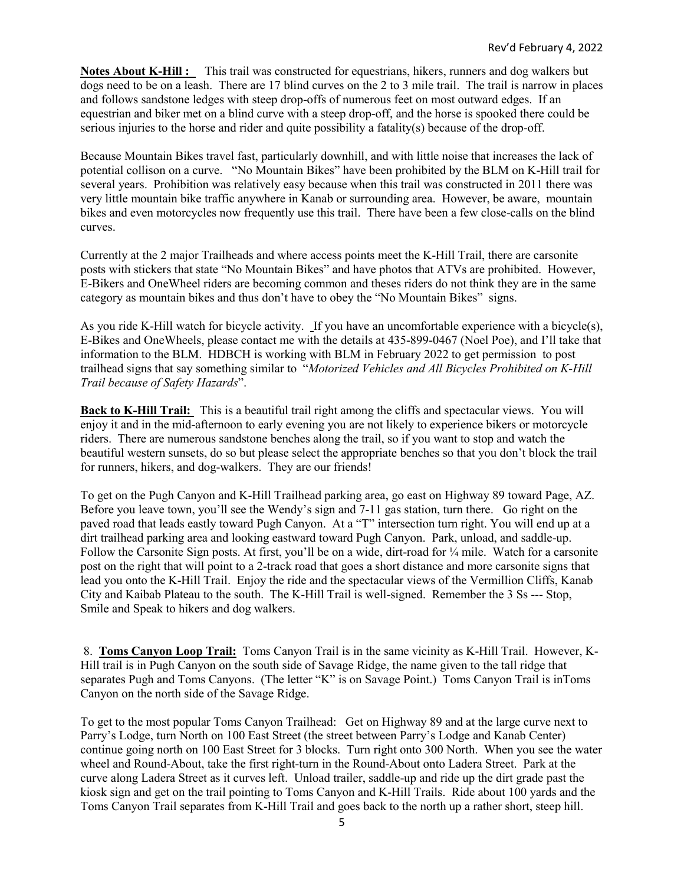**Notes About K-Hill :** This trail was constructed for equestrians, hikers, runners and dog walkers but dogs need to be on a leash. There are 17 blind curves on the 2 to 3 mile trail. The trail is narrow in places and follows sandstone ledges with steep drop-offs of numerous feet on most outward edges. If an equestrian and biker met on a blind curve with a steep drop-off, and the horse is spooked there could be serious injuries to the horse and rider and quite possibility a fatality(s) because of the drop-off.

Because Mountain Bikes travel fast, particularly downhill, and with little noise that increases the lack of potential collison on a curve. "No Mountain Bikes" have been prohibited by the BLM on K-Hill trail for several years. Prohibition was relatively easy because when this trail was constructed in 2011 there was very little mountain bike traffic anywhere in Kanab or surrounding area. However, be aware, mountain bikes and even motorcycles now frequently use this trail. There have been a few close-calls on the blind curves.

Currently at the 2 major Trailheads and where access points meet the K-Hill Trail, there are carsonite posts with stickers that state "No Mountain Bikes" and have photos that ATVs are prohibited. However, E-Bikers and OneWheel riders are becoming common and theses riders do not think they are in the same category as mountain bikes and thus don't have to obey the "No Mountain Bikes" signs.

As you ride K-Hill watch for bicycle activity. If you have an uncomfortable experience with a bicycle(s), E-Bikes and OneWheels, please contact me with the details at 435-899-0467 (Noel Poe), and I'll take that information to the BLM. HDBCH is working with BLM in February 2022 to get permission to post trailhead signs that say something similar to "*Motorized Vehicles and All Bicycles Prohibited on K-Hill Trail because of Safety Hazards*".

**Back to K-Hill Trail:** This is a beautiful trail right among the cliffs and spectacular views. You will enjoy it and in the mid-afternoon to early evening you are not likely to experience bikers or motorcycle riders. There are numerous sandstone benches along the trail, so if you want to stop and watch the beautiful western sunsets, do so but please select the appropriate benches so that you don't block the trail for runners, hikers, and dog-walkers. They are our friends!

To get on the Pugh Canyon and K-Hill Trailhead parking area, go east on Highway 89 toward Page, AZ. Before you leave town, you'll see the Wendy's sign and 7-11 gas station, turn there. Go right on the paved road that leads eastly toward Pugh Canyon. At a "T" intersection turn right. You will end up at a dirt trailhead parking area and looking eastward toward Pugh Canyon. Park, unload, and saddle-up. Follow the Carsonite Sign posts. At first, you'll be on a wide, dirt-road for ¼ mile. Watch for a carsonite post on the right that will point to a 2-track road that goes a short distance and more carsonite signs that lead you onto the K-Hill Trail. Enjoy the ride and the spectacular views of the Vermillion Cliffs, Kanab City and Kaibab Plateau to the south. The K-Hill Trail is well-signed. Remember the 3 Ss --- Stop, Smile and Speak to hikers and dog walkers.

8. **Toms Canyon Loop Trail:** Toms Canyon Trail is in the same vicinity as K-Hill Trail. However, K-Hill trail is in Pugh Canyon on the south side of Savage Ridge, the name given to the tall ridge that separates Pugh and Toms Canyons. (The letter "K" is on Savage Point.) Toms Canyon Trail is inToms Canyon on the north side of the Savage Ridge.

To get to the most popular Toms Canyon Trailhead: Get on Highway 89 and at the large curve next to Parry's Lodge, turn North on 100 East Street (the street between Parry's Lodge and Kanab Center) continue going north on 100 East Street for 3 blocks. Turn right onto 300 North. When you see the water wheel and Round-About, take the first right-turn in the Round-About onto Ladera Street. Park at the curve along Ladera Street as it curves left. Unload trailer, saddle-up and ride up the dirt grade past the kiosk sign and get on the trail pointing to Toms Canyon and K-Hill Trails. Ride about 100 yards and the Toms Canyon Trail separates from K-Hill Trail and goes back to the north up a rather short, steep hill.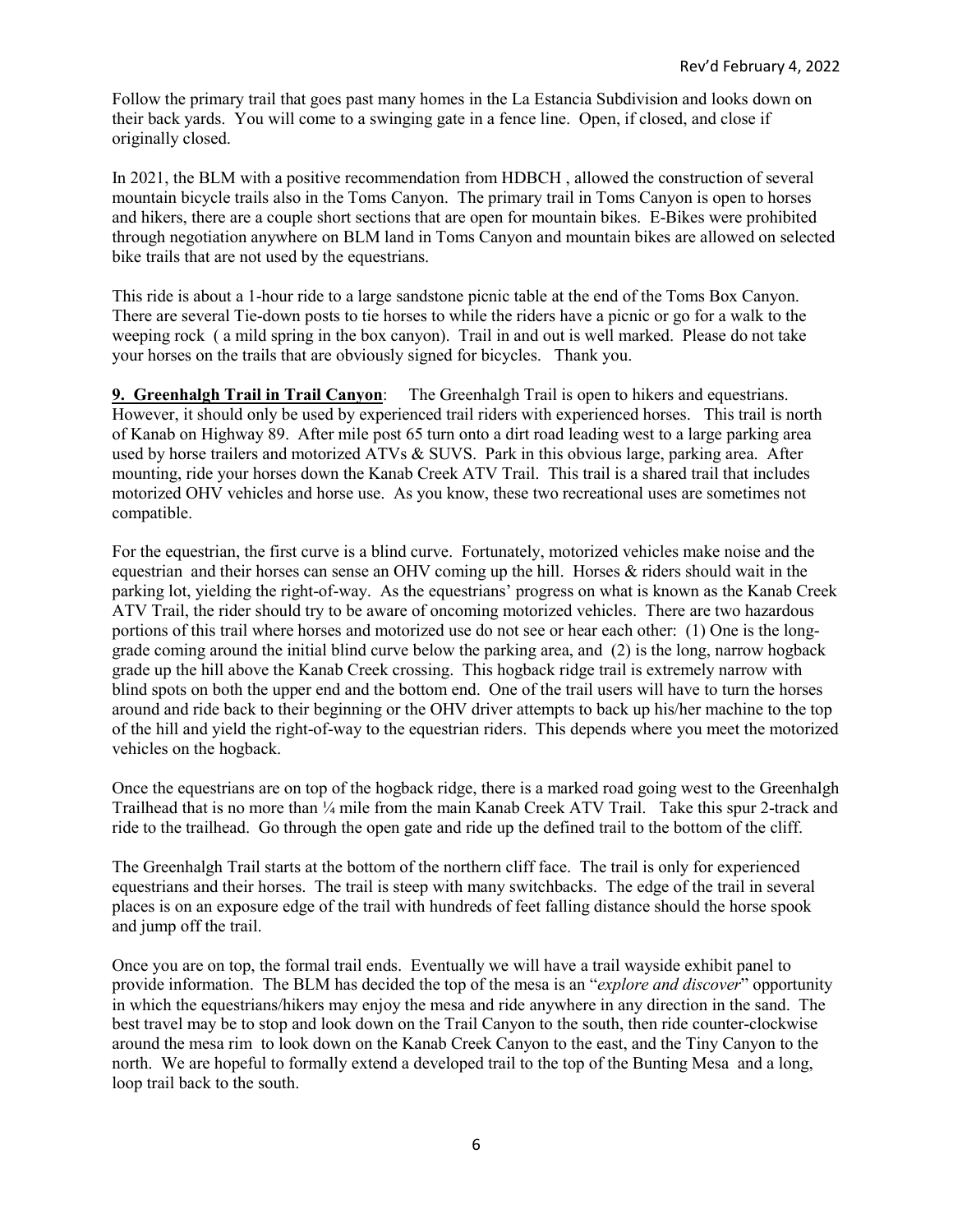Follow the primary trail that goes past many homes in the La Estancia Subdivision and looks down on their back yards. You will come to a swinging gate in a fence line. Open, if closed, and close if originally closed.

In 2021, the BLM with a positive recommendation from HDBCH , allowed the construction of several mountain bicycle trails also in the Toms Canyon. The primary trail in Toms Canyon is open to horses and hikers, there are a couple short sections that are open for mountain bikes. E-Bikes were prohibited through negotiation anywhere on BLM land in Toms Canyon and mountain bikes are allowed on selected bike trails that are not used by the equestrians.

This ride is about a 1-hour ride to a large sandstone picnic table at the end of the Toms Box Canyon. There are several Tie-down posts to tie horses to while the riders have a picnic or go for a walk to the weeping rock ( a mild spring in the box canyon). Trail in and out is well marked. Please do not take your horses on the trails that are obviously signed for bicycles. Thank you.

**9. Greenhalgh Trail in Trail Canyon**: The Greenhalgh Trail is open to hikers and equestrians. However, it should only be used by experienced trail riders with experienced horses. This trail is north of Kanab on Highway 89. After mile post 65 turn onto a dirt road leading west to a large parking area used by horse trailers and motorized ATVs & SUVS. Park in this obvious large, parking area. After mounting, ride your horses down the Kanab Creek ATV Trail. This trail is a shared trail that includes motorized OHV vehicles and horse use. As you know, these two recreational uses are sometimes not compatible.

For the equestrian, the first curve is a blind curve. Fortunately, motorized vehicles make noise and the equestrian and their horses can sense an OHV coming up the hill. Horses & riders should wait in the parking lot, yielding the right-of-way. As the equestrians' progress on what is known as the Kanab Creek ATV Trail, the rider should try to be aware of oncoming motorized vehicles. There are two hazardous portions of this trail where horses and motorized use do not see or hear each other: (1) One is the long-grade coming around the initial blind curve below the parking area, and (2) is the long, narrow hogback grade up the hill above the Kanab Creek crossing. This hogback ridge trail is extremely narrow with blind spots on both the upper end and the bottom end. One of the trail users will have to turn the horses around and ride back to their beginning or the OHV driver attempts to back up his/her machine to the top of the hill and yield the right-of-way to the equestrian riders. This depends where you meet the motorized vehicles on the hogback.

Once the equestrians are on top of the hogback ridge, there is a marked road going west to the Greenhalgh Trailhead that is no more than ¼ mile from the main Kanab Creek ATV Trail. Take this spur 2-track and ride to the trailhead. Go through the open gate and ride up the defined trail to the bottom of the cliff.

The Greenhalgh Trail starts at the bottom of the northern cliff face. The trail is only for experienced equestrians and their horses. The trail is steep with many switchbacks. The edge of the trail in several places is on an exposure edge of the trail with hundreds of feet falling distance should the horse spook and jump off the trail.

Once you are on top, the formal trail ends. Eventually we will have a trail wayside exhibit panel to provide information. The BLM has decided the top of the mesa is an "*explore and discover*" opportunity in which the equestrians/hikers may enjoy the mesa and ride anywhere in any direction in the sand. The best travel may be to stop and look down on the Trail Canyon to the south, then ride counter-clockwise around the mesa rim to look down on the Kanab Creek Canyon to the east, and the Tiny Canyon to the north. We are hopeful to formally extend a developed trail to the top of the Bunting Mesa and a long, loop trail back to the south.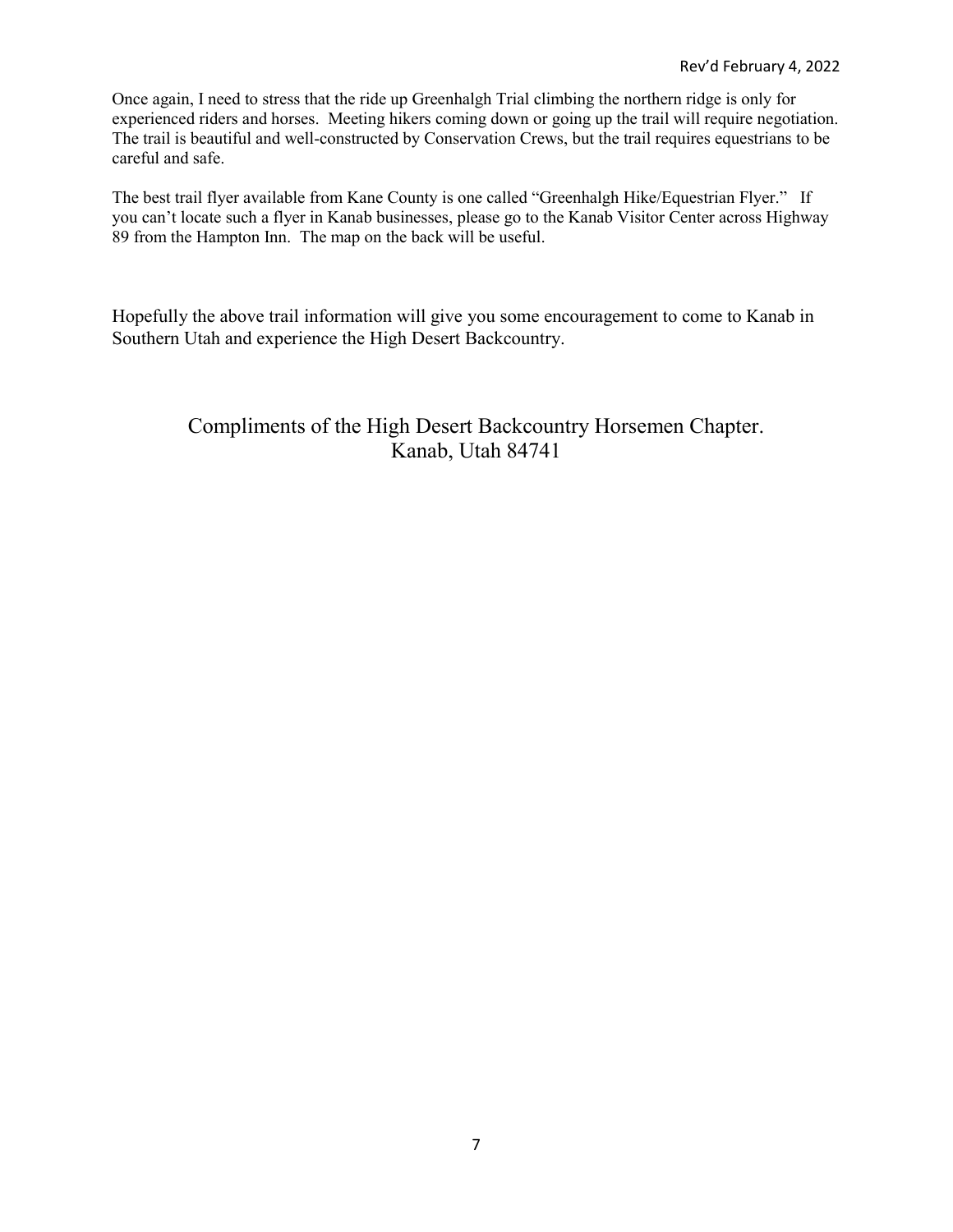Once again, I need to stress that the ride up Greenhalgh Trial climbing the northern ridge is only for experienced riders and horses. Meeting hikers coming down or going up the trail will require negotiation. The trail is beautiful and well-constructed by Conservation Crews, but the trail requires equestrians to be careful and safe.

The best trail flyer available from Kane County is one called "Greenhalgh Hike/Equestrian Flyer." If you can't locate such a flyer in Kanab businesses, please go to the Kanab Visitor Center across Highway 89 from the Hampton Inn. The map on the back will be useful.

Hopefully the above trail information will give you some encouragement to come to Kanab in Southern Utah and experience the High Desert Backcountry.

Compliments of the High Desert Backcountry Horsemen Chapter.
Kanab, Utah 84741